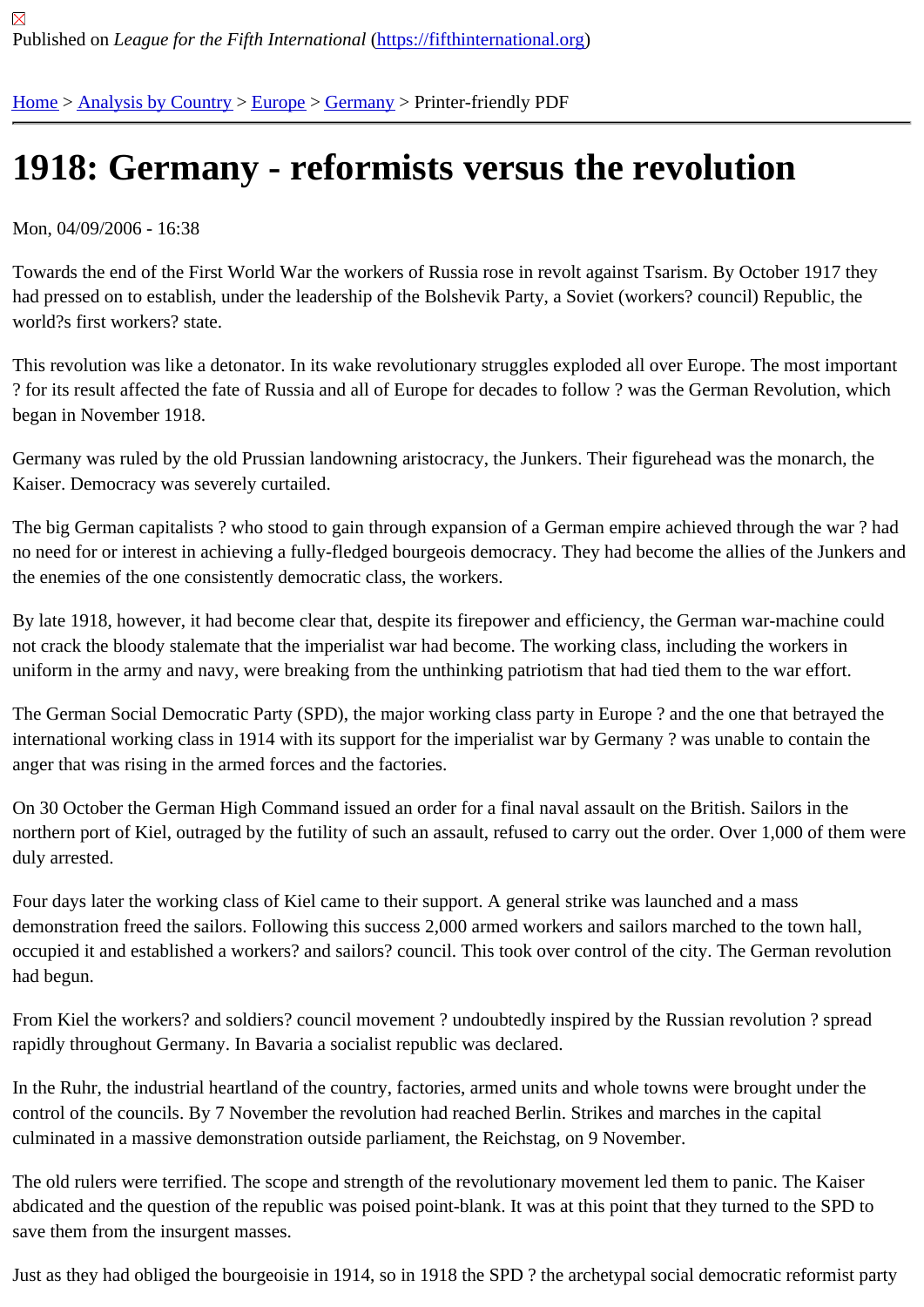Published on *League for the Fifth International* (https://fifthinternational.org)

Home > Analysis by Country > Europe > Germany > Printer-friendly PDF

# 1918: Germany - reformists versus the revolution

Mon, 04/09/2006 - 16:38

Towards the end of the First World War the workers of Russia rose in revolt against Tsarism. By October 1917 they had pressed on to establish, under the leadership of the Bolshevik Party, a Soviet (workers? council) Republic, the world?s first workers? state.

This revolution was like a detonator. In its wake revolutionary struggles exploded all over Europe. The most important ? for its result affected the fate of Russia and all of Europe for decades to follow ? was the German Revolution, which began in November 1918.

Germany was ruled by the old Prussian landowning aristocracy, the Junkers. Their figurehead was the monarch, the Kaiser. Democracy was severely curtailed.

The big German capitalists ? who stood to gain through expansion of a German empire achieved through the war ? had no need for or interest in achieving a fully-fledged bourgeois democracy. They had become the allies of the Junkers and the enemies of the one consistently democratic class, the workers.

By late 1918, however, it had become clear that, despite its firepower and efficiency, the German war-machine could not crack the bloody stalemate that the imperialist war had become. The working class, including the workers in uniform in the army and navy, were breaking from the unthinking patriotism that had tied them to the war effort.

The German Social Democratic Party (SPD), the major working class party in Europe ? and the one that betrayed the international working class in 1914 with its support for the imperialist war by Germany ? was unable to contain the anger that was rising in the armed forces and the factories.

On 30 October the German High Command issued an order for a final naval assault on the British. Sailors in the northern port of Kiel, outraged by the futility of such an assault, refused to carry out the order. Over 1,000 of them were duly arrested.

Four days later the working class of Kiel came to their support. A general strike was launched and a mass demonstration freed the sailors. Following this success 2,000 armed workers and sailors marched to the town hall, occupied it and established a workers? and sailors? council. This took over control of the city. The German revolution had begun.

From Kiel the workers? and soldiers? council movement ? undoubtedly inspired by the Russian revolution ? spread rapidly throughout Germany. In Bavaria a socialist republic was declared.

In the Ruhr, the industrial heartland of the country, factories, armed units and whole towns were brought under the control of the councils. By 7 November the revolution had reached Berlin. Strikes and marches in the capital culminated in a massive demonstration outside parliament, the Reichstag, on 9 November.

The old rulers were terrified. The scope and strength of the revolutionary movement led them to panic. The Kaiser abdicated and the question of the republic was poised point-blank. It was at this point that they turned to the SPD to save them from the insurgent masses.

Just as they had obliged the bourgeoisie in 1914, so in 1918 the SPD ? the archetypal social democratic reformist party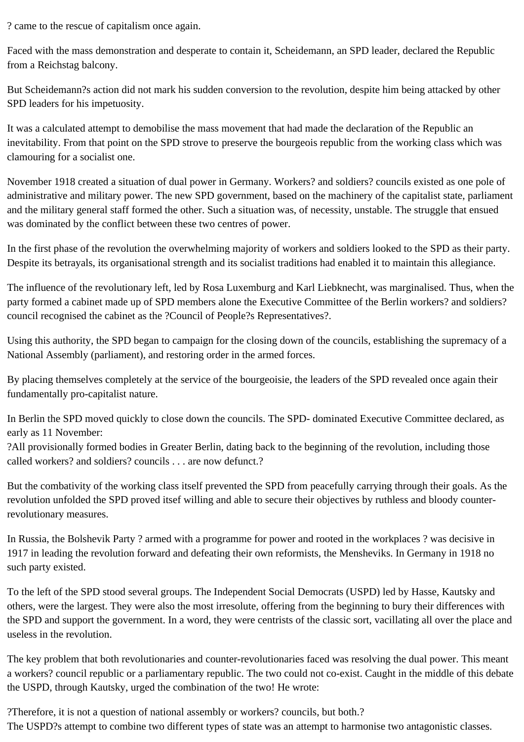? came to the rescue of capitalism once again.

Faced with the mass demonstration and desperate to contain it, Scheidemann, an SPD leader, declared the Republic from a Reichstag balcony.

But Scheidemann?s action did not mark his sudden conversion to the revolution, despite him being attacked by other SPD leaders for his impetuosity.

It was a calculated attempt to demobilise the mass movement that had made the declaration of the Republic an inevitability. From that point on the SPD strove to preserve the bourgeois republic from the working class which was clamouring for a socialist one.

November 1918 created a situation of dual power in Germany. Workers? and soldiers? councils existed as one pole of administrative and military power. The new SPD government, based on the machinery of the capitalist state, parliament and the military general staff formed the other. Such a situation was, of necessity, unstable. The struggle that ensued was dominated by the conflict between these two centres of power.

In the first phase of the revolution the overwhelming majority of workers and soldiers looked to the SPD as their party. Despite its betrayals, its organisational strength and its socialist traditions had enabled it to maintain this allegiance.

The influence of the revolutionary left, led by Rosa Luxemburg and Karl Liebknecht, was marginalised. Thus, when the party formed a cabinet made up of SPD members alone the Executive Committee of the Berlin workers? and soldiers? council recognised the cabinet as the ?Council of People?s Representatives?.

Using this authority, the SPD began to campaign for the closing down of the councils, establishing the supremacy of a National Assembly (parliament), and restoring order in the armed forces.

By placing themselves completely at the service of the bourgeoisie, the leaders of the SPD revealed once again their fundamentally pro-capitalist nature.

In Berlin the SPD moved quickly to close down the councils. The SPD- dominated Executive Committee declared, as early as 11 November:
?All provisionally formed bodies in Greater Berlin, dating back to the beginning of the revolution, including those called workers? and soldiers? councils . . . are now defunct.?

But the combativity of the working class itself prevented the SPD from peacefully carrying through their goals. As the revolution unfolded the SPD proved itsef willing and able to secure their objectives by ruthless and bloody counter-revolutionary measures.

In Russia, the Bolshevik Party ? armed with a programme for power and rooted in the workplaces ? was decisive in 1917 in leading the revolution forward and defeating their own reformists, the Mensheviks. In Germany in 1918 no such party existed.

To the left of the SPD stood several groups. The Independent Social Democrats (USPD) led by Hasse, Kautsky and others, were the largest. They were also the most irresolute, offering from the beginning to bury their differences with the SPD and support the government. In a word, they were centrists of the classic sort, vacillating all over the place and useless in the revolution.

The key problem that both revolutionaries and counter-revolutionaries faced was resolving the dual power. This meant a workers? council republic or a parliamentary republic. The two could not co-exist. Caught in the middle of this debate the USPD, through Kautsky, urged the combination of the two! He wrote:

?Therefore, it is not a question of national assembly or workers? councils, but both.?
The USPD?s attempt to combine two different types of state was an attempt to harmonise two antagonistic classes.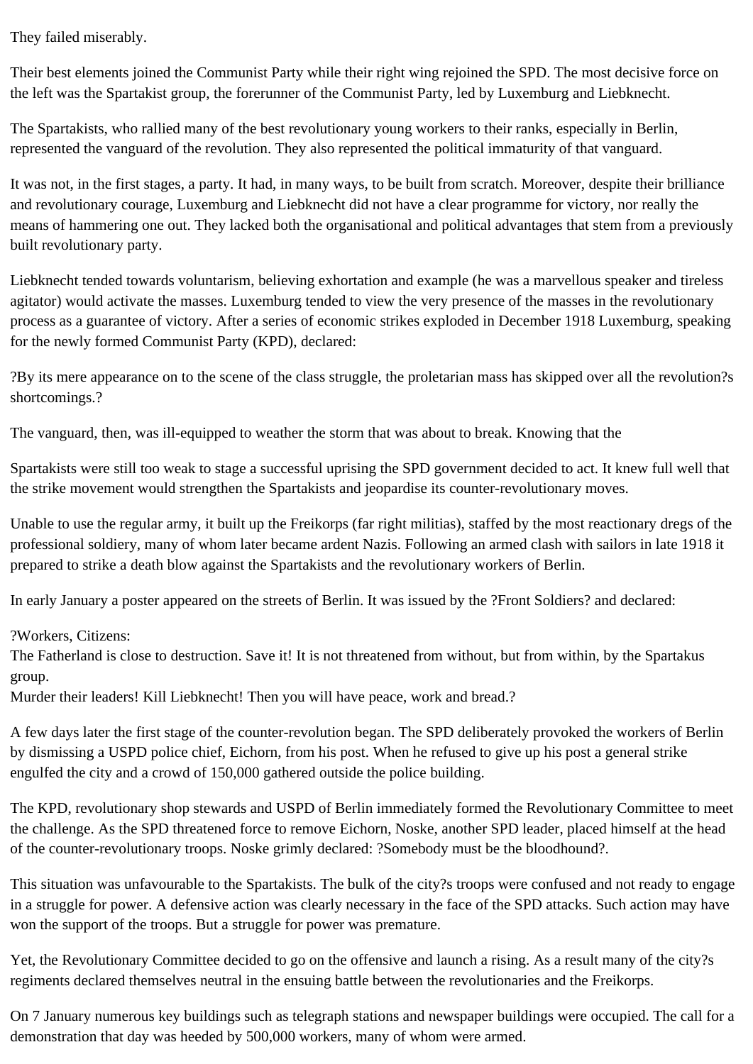They failed miserably.

Their best elements joined the Communist Party while their right wing rejoined the SPD. The most decisive force on the left was the Spartakist group, the forerunner of the Communist Party, led by Luxemburg and Liebknecht.

The Spartakists, who rallied many of the best revolutionary young workers to their ranks, especially in Berlin, represented the vanguard of the revolution. They also represented the political immaturity of that vanguard.

It was not, in the first stages, a party. It had, in many ways, to be built from scratch. Moreover, despite their brilliance and revolutionary courage, Luxemburg and Liebknecht did not have a clear programme for victory, nor really the means of hammering one out. They lacked both the organisational and political advantages that stem from a previously built revolutionary party.

Liebknecht tended towards voluntarism, believing exhortation and example (he was a marvellous speaker and tireless agitator) would activate the masses. Luxemburg tended to view the very presence of the masses in the revolutionary process as a guarantee of victory. After a series of economic strikes exploded in December 1918 Luxemburg, speaking for the newly formed Communist Party (KPD), declared:

?By its mere appearance on to the scene of the class struggle, the proletarian mass has skipped over all the revolution?s shortcomings.?

The vanguard, then, was ill-equipped to weather the storm that was about to break. Knowing that the

Spartakists were still too weak to stage a successful uprising the SPD government decided to act. It knew full well that the strike movement would strengthen the Spartakists and jeopardise its counter-revolutionary moves.

Unable to use the regular army, it built up the Freikorps (far right militias), staffed by the most reactionary dregs of the professional soldiery, many of whom later became ardent Nazis. Following an armed clash with sailors in late 1918 it prepared to strike a death blow against the Spartakists and the revolutionary workers of Berlin.

In early January a poster appeared on the streets of Berlin. It was issued by the ?Front Soldiers? and declared:

?Workers, Citizens:
The Fatherland is close to destruction. Save it! It is not threatened from without, but from within, by the Spartakus group.
Murder their leaders! Kill Liebknecht! Then you will have peace, work and bread.?

A few days later the first stage of the counter-revolution began. The SPD deliberately provoked the workers of Berlin by dismissing a USPD police chief, Eichorn, from his post. When he refused to give up his post a general strike engulfed the city and a crowd of 150,000 gathered outside the police building.

The KPD, revolutionary shop stewards and USPD of Berlin immediately formed the Revolutionary Committee to meet the challenge. As the SPD threatened force to remove Eichorn, Noske, another SPD leader, placed himself at the head of the counter-revolutionary troops. Noske grimly declared: ?Somebody must be the bloodhound?.

This situation was unfavourable to the Spartakists. The bulk of the city?s troops were confused and not ready to engage in a struggle for power. A defensive action was clearly necessary in the face of the SPD attacks. Such action may have won the support of the troops. But a struggle for power was premature.

Yet, the Revolutionary Committee decided to go on the offensive and launch a rising. As a result many of the city?s regiments declared themselves neutral in the ensuing battle between the revolutionaries and the Freikorps.

On 7 January numerous key buildings such as telegraph stations and newspaper buildings were occupied. The call for a demonstration that day was heeded by 500,000 workers, many of whom were armed.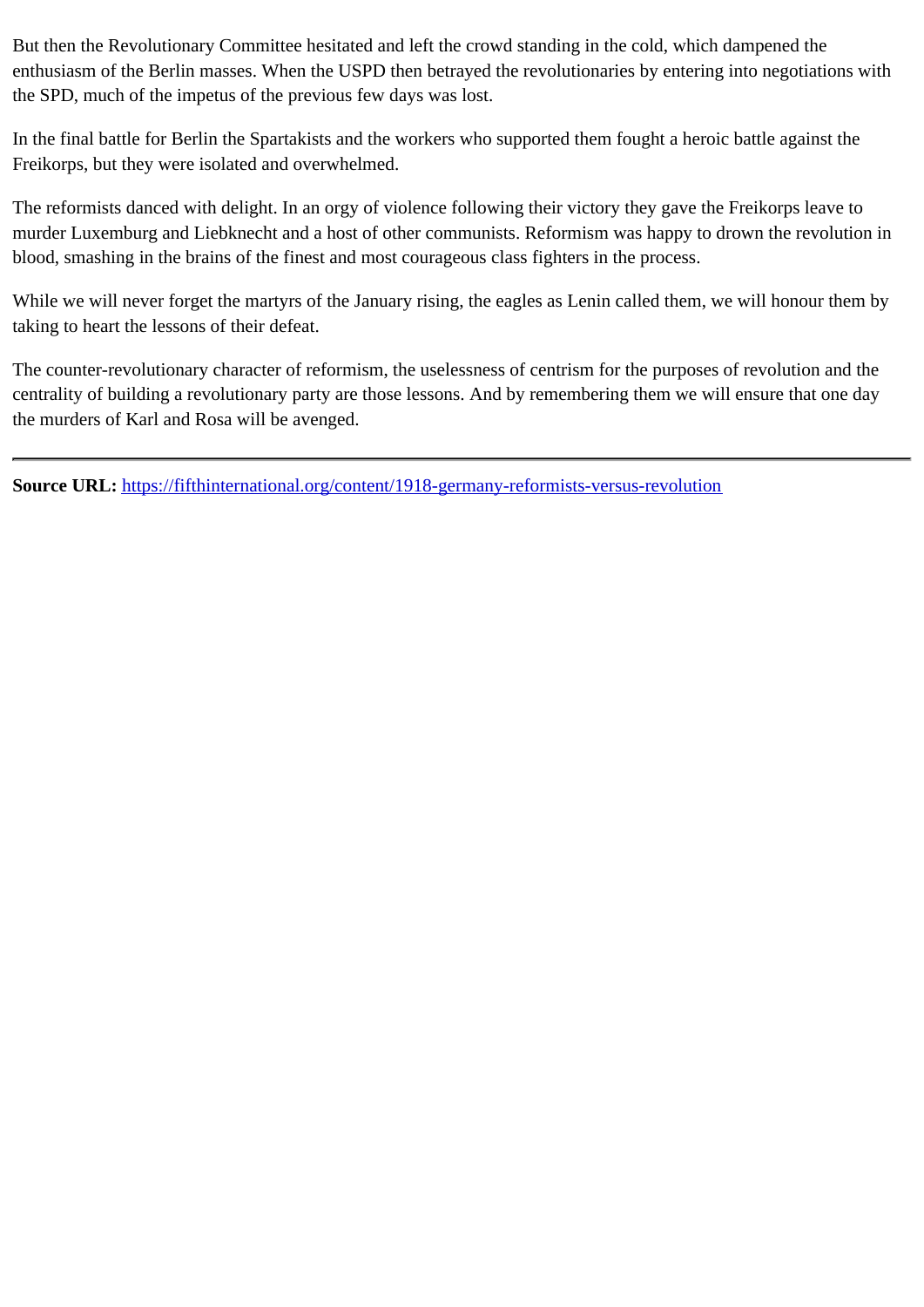But then the Revolutionary Committee hesitated and left the crowd standing in the cold, which dampened the enthusiasm of the Berlin masses. When the USPD then betrayed the revolutionaries by entering into negotiations with the SPD, much of the impetus of the previous few days was lost.

In the final battle for Berlin the Spartakists and the workers who supported them fought a heroic battle against the Freikorps, but they were isolated and overwhelmed.

The reformists danced with delight. In an orgy of violence following their victory they gave the Freikorps leave to murder Luxemburg and Liebknecht and a host of other communists. Reformism was happy to drown the revolution in blood, smashing in the brains of the finest and most courageous class fighters in the process.

While we will never forget the martyrs of the January rising, the eagles as Lenin called them, we will honour them by taking to heart the lessons of their defeat.

The counter-revolutionary character of reformism, the uselessness of centrism for the purposes of revolution and the centrality of building a revolutionary party are those lessons. And by remembering them we will ensure that one day the murders of Karl and Rosa will be avenged.

---

**Source URL:** https://fifthinternational.org/content/1918-germany-reformists-versus-revolution